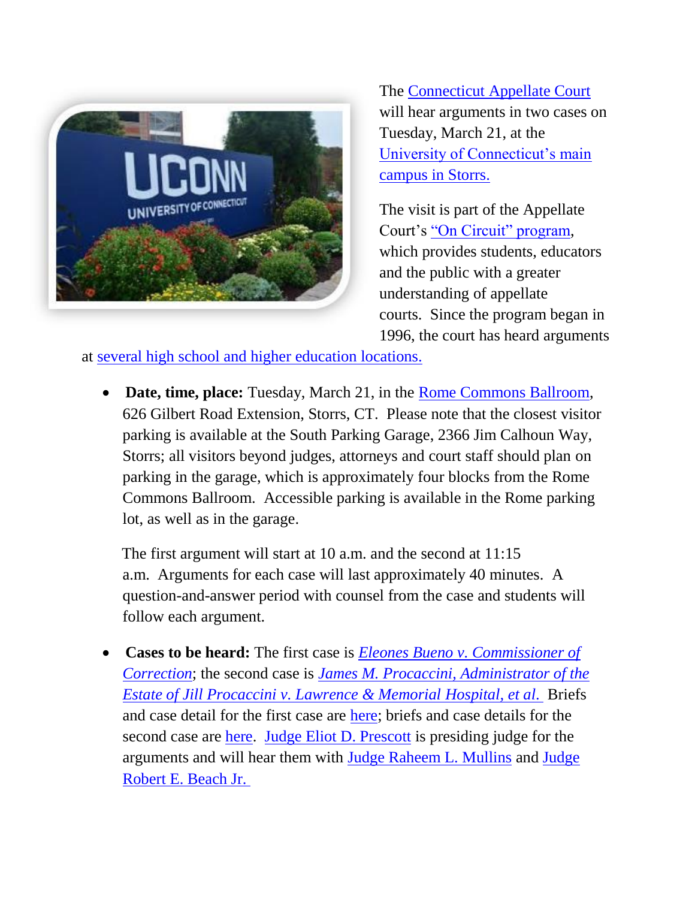The Connecticut Appellate Court will hear arguments in two cases on Tuesday, March 21, at the University of Connecticut's main campus in Storrs.

The visit is part of the Appellate Court's "On Circuit" program, which provides students, educators and the public with a greater understanding of appellate courts. Since the program began in 1996, the court has heard arguments at several high school and higher education locations.

- **Date, time, place:** Tuesday, March 21, in the Rome Commons Ballroom, 626 Gilbert Road Extension, Storrs, CT. Please note that the closest visitor parking is available at the South Parking Garage, 2366 Jim Calhoun Way, Storrs; all visitors beyond judges, attorneys and court staff should plan on parking in the garage, which is approximately four blocks from the Rome Commons Ballroom. Accessible parking is available in the Rome parking lot, as well as in the garage.

  The first argument will start at 10 a.m. and the second at 11:15 a.m. Arguments for each case will last approximately 40 minutes. A question-and-answer period with counsel from the case and students will follow each argument.

- **Cases to be heard:** The first case is *Eleones Bueno v. Commissioner of Correction*; the second case is *James M. Procaccini, Administrator of the Estate of Jill Procaccini v. Lawrence & Memorial Hospital, et al.* Briefs and case detail for the first case are here; briefs and case details for the second case are here. Judge Eliot D. Prescott is presiding judge for the arguments and will hear them with Judge Raheem L. Mullins and Judge Robert E. Beach Jr.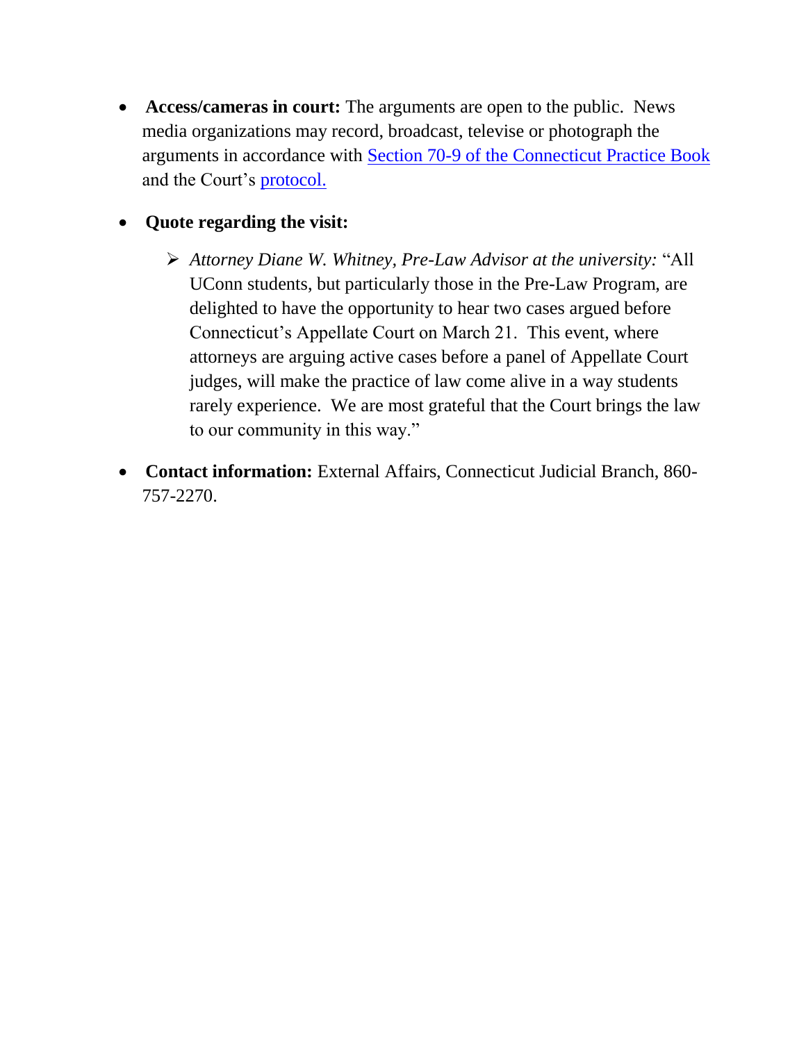- **Access/cameras in court:** The arguments are open to the public. News media organizations may record, broadcast, televise or photograph the arguments in accordance with [Section 70-9 of the Connecticut Practice Book]() and the Court's [protocol.]()

- **Quote regarding the visit:**
  - *Attorney Diane W. Whitney, Pre-Law Advisor at the university:* "All UConn students, but particularly those in the Pre-Law Program, are delighted to have the opportunity to hear two cases argued before Connecticut's Appellate Court on March 21. This event, where attorneys are arguing active cases before a panel of Appellate Court judges, will make the practice of law come alive in a way students rarely experience. We are most grateful that the Court brings the law to our community in this way."

- **Contact information:** External Affairs, Connecticut Judicial Branch, 860-757-2270.